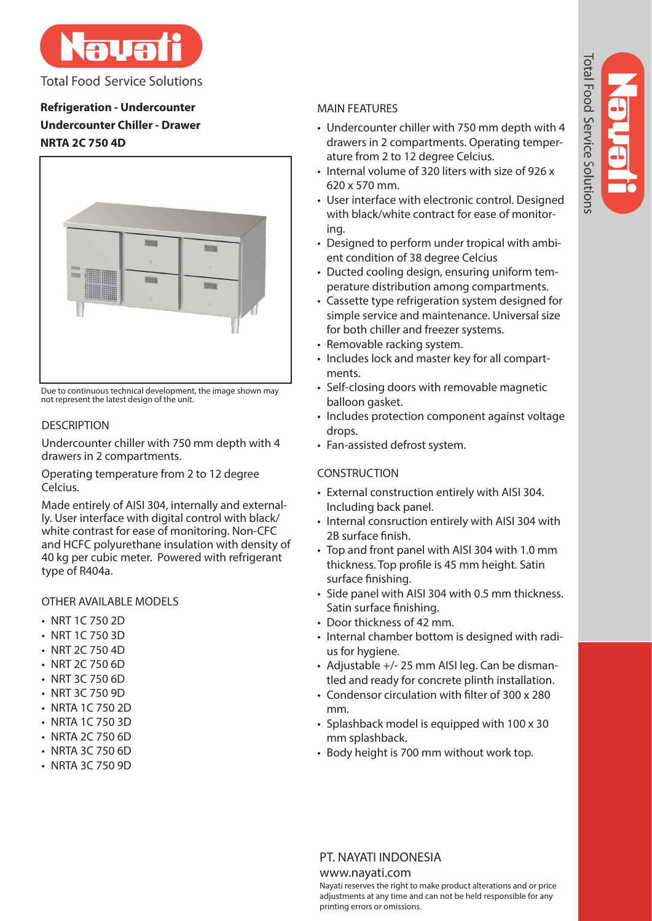Total Food Service Solutions

**Refrigeration - Undercounter**

**Undercounter Chiller - Drawer**

**NRTA 2C 750 4D**

Due to continuous technical development, the image shown may not represent the latest design of the unit.

## DESCRIPTION

Undercounter chiller with 750 mm depth with 4 drawers in 2 compartments.

Operating temperature from 2 to 12 degree Celcius.

Made entirely of AISI 304, internally and externally. User interface with digital control with black/white contrast for ease of monitoring. Non-CFC and HCFC polyurethane insulation with density of 40 kg per cubic meter. Powered with refrigerant type of R404a.

## OTHER AVAILABLE MODELS

- NRT 1C 750 2D
- NRT 1C 750 3D
- NRT 2C 750 4D
- NRT 2C 750 6D
- NRT 3C 750 6D
- NRT 3C 750 9D
- NRTA 1C 750 2D
- NRTA 1C 750 3D
- NRTA 2C 750 6D
- NRTA 3C 750 6D
- NRTA 3C 750 9D

## MAIN FEATURES

- Undercounter chiller with 750 mm depth with 4 drawers in 2 compartments. Operating temperature from 2 to 12 degree Celcius.
- Internal volume of 320 liters with size of 926 x 620 x 570 mm.
- User interface with electronic control. Designed with black/white contract for ease of monitoring.
- Designed to perform under tropical with ambient condition of 38 degree Celcius
- Ducted cooling design, ensuring uniform temperature distribution among compartments.
- Cassette type refrigeration system designed for simple service and maintenance. Universal size for both chiller and freezer systems.
- Removable racking system.
- Includes lock and master key for all compartments.
- Self-closing doors with removable magnetic balloon gasket.
- Includes protection component against voltage drops.
- Fan-assisted defrost system.

## CONSTRUCTION

- External construction entirely with AISI 304. Including back panel.
- Internal consruction entirely with AISI 304 with 2B surface finish.
- Top and front panel with AISI 304 with 1.0 mm thickness. Top profile is 45 mm height. Satin surface finishing.
- Side panel with AISI 304 with 0.5 mm thickness. Satin surface finishing.
- Door thickness of 42 mm.
- Internal chamber bottom is designed with radius for hygiene.
- Adjustable +/- 25 mm AISI leg. Can be dismantled and ready for concrete plinth installation.
- Condensor circulation with filter of 300 x 280 mm.
- Splashback model is equipped with 100 x 30 mm splashback.
- Body height is 700 mm without work top.

PT. NAYATI INDONESIA

www.nayati.com

Nayati reserves the right to make product alterations and or price adjustments at any time and can not be held responsible for any printing errors or omissions.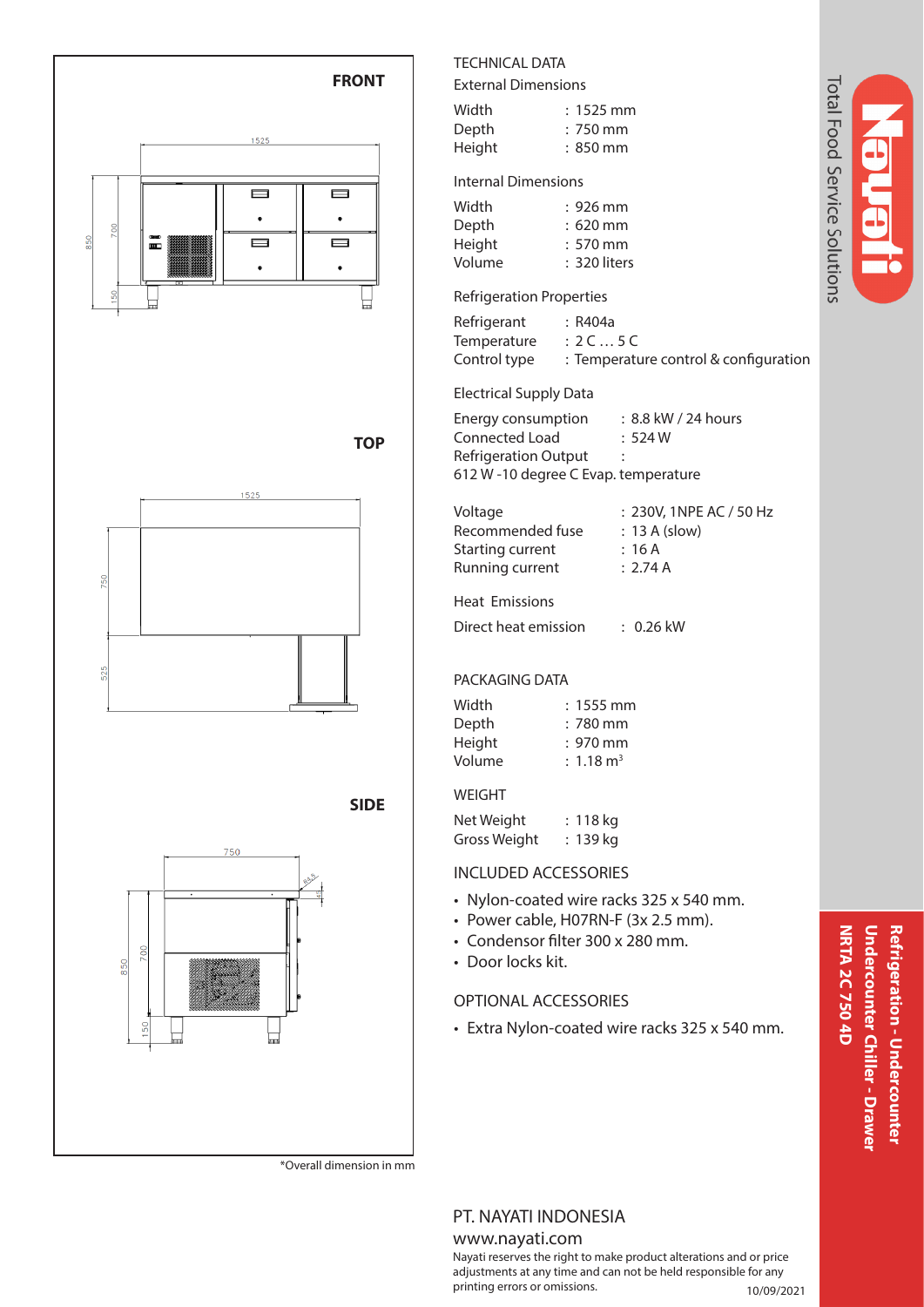**FRONT**

**TOP**

**SIDE**

*Overall dimension in mm

## TECHNICAL DATA

### External Dimensions

| | |
|---|---|
| Width | : 1525 mm |
| Depth | : 750 mm |
| Height | : 850 mm |

### Internal Dimensions

| | |
|---|---|
| Width | : 926 mm |
| Depth | : 620 mm |
| Height | : 570 mm |
| Volume | : 320 liters |

### Refrigeration Properties

| | |
|---|---|
| Refrigerant | : R404a |
| Temperature | : 2 C … 5 C |
| Control type | : Temperature control & configuration |

### Electrical Supply Data

| | |
|---|---|
| Energy consumption | : 8.8 kW / 24 hours |
| Connected Load | : 524 W |
| Refrigeration Output | : |

612 W -10 degree C Evap. temperature

| | |
|---|---|
| Voltage | : 230V, 1NPE AC / 50 Hz |
| Recommended fuse | : 13 A (slow) |
| Starting current | : 16 A |
| Running current | : 2.74 A |

### Heat Emissions

| | |
|---|---|
| Direct heat emission | : 0.26 kW |

## PACKAGING DATA

| | |
|---|---|
| Width | : 1555 mm |
| Depth | : 780 mm |
| Height | : 970 mm |
| Volume | : 1.18 $m^3$ |

## WEIGHT

| | |
|---|---|
| Net Weight | : 118 kg |
| Gross Weight | : 139 kg |

## INCLUDED ACCESSORIES

- Nylon-coated wire racks 325 x 540 mm.
- Power cable, H07RN-F (3x 2.5 mm).
- Condensor filter 300 x 280 mm.
- Door locks kit.

## OPTIONAL ACCESSORIES

- Extra Nylon-coated wire racks 325 x 540 mm.

Nayati

Total Food Service Solutions

**Refrigeration - Undercounter**
**Undercounter Chiller - Drawer**
**NRTA 2C 750 4D**

PT. NAYATI INDONESIA
www.nayati.com
Nayati reserves the right to make product alterations and or price adjustments at any time and can not be held responsible for any printing errors or omissions.

10/09/2021